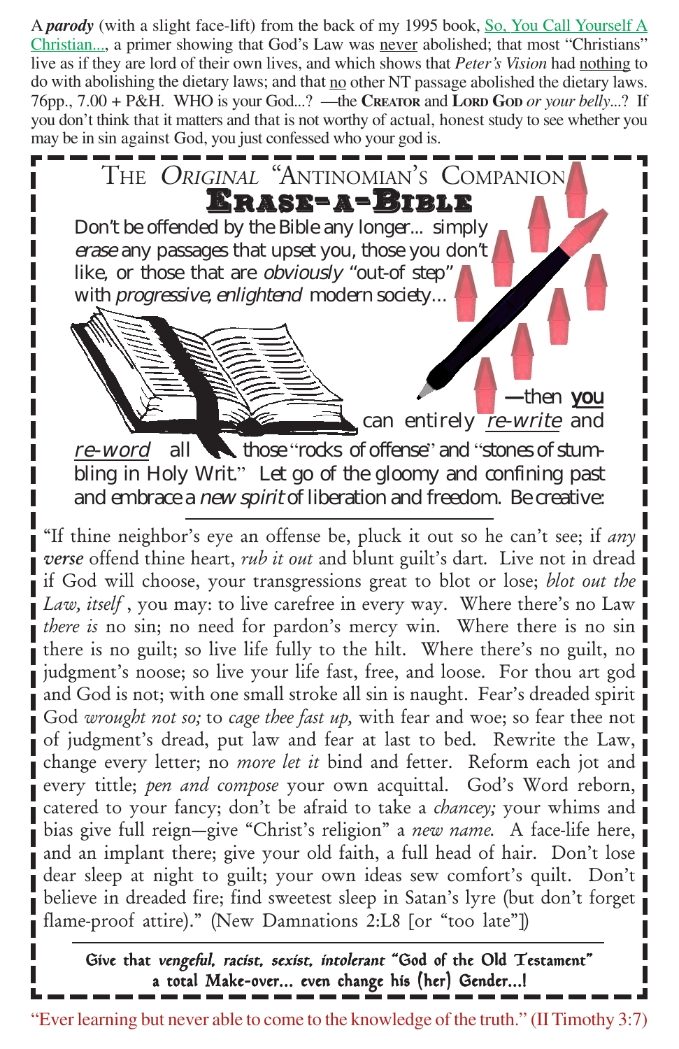A ***parody*** (with a slight face-lift) from the back of my 1995 book, So, You Call Yourself A Christian..., a primer showing that God's Law was never abolished; that most "Christians" live as if they are lord of their own lives, and which shows that *Peter's Vision* had nothing to do with abolishing the dietary laws; and that no other NT passage abolished the dietary laws. 76pp., 7.00 + P&H. WHO is your God...? —the **CREATOR** and **LORD GOD** *or your belly*...? If you don't think that it matters and that is not worthy of actual, honest study to see whether you may be in sin against God, you just confessed who your god is.

# THE *ORIGINAL* "ANTINOMIAN'S COMPANION

## ERASE-A-BIBLE

Don't be offended by the Bible any longer... simply *erase* any passages that upset you, those you don't like, or those that are *obviously* "out-of step" with *progressive, enlightend* modern society... —then **you** can entirely *re-write* and *re-word* all those "rocks of offense" and "stones of stumbling in Holy Writ." Let go of the gloomy and confining past and embrace a *new spirit* of liberation and freedom. Be creative:

"If thine neighbor's eye an offense be, pluck it out so he can't see; if *any verse* offend thine heart, *rub it out* and blunt guilt's dart. Live not in dread if God will choose, your transgressions great to blot or lose; *blot out the Law, itself* , you may: to live carefree in every way. Where there's no Law *there is* no sin; no need for pardon's mercy win. Where there is no sin there is no guilt; so live life fully to the hilt. Where there's no guilt, no judgment's noose; so live your life fast, free, and loose. For thou art god and God is not; with one small stroke all sin is naught. Fear's dreaded spirit God *wrought not so;* to *cage thee fast up,* with fear and woe; so fear thee not of judgment's dread, put law and fear at last to bed. Rewrite the Law, change every letter; no *more let it* bind and fetter. Reform each jot and every tittle; *pen and compose* your own acquittal. God's Word reborn, catered to your fancy; don't be afraid to take a *chancey;* your whims and bias give full reign—give "Christ's religion" a *new name.* A face-life here, and an implant there; give your old faith, a full head of hair. Don't lose dear sleep at night to guilt; your own ideas sew comfort's quilt. Don't believe in dreaded fire; find sweetest sleep in Satan's lyre (but don't forget flame-proof attire)." (New Damnations 2:L8 [or "too late"])

Give that *vengeful, racist, sexist, intolerant* "God of the Old Testament" a total Make-over... even change his (her) Gender...!

"Ever learning but never able to come to the knowledge of the truth." (II Timothy 3:7)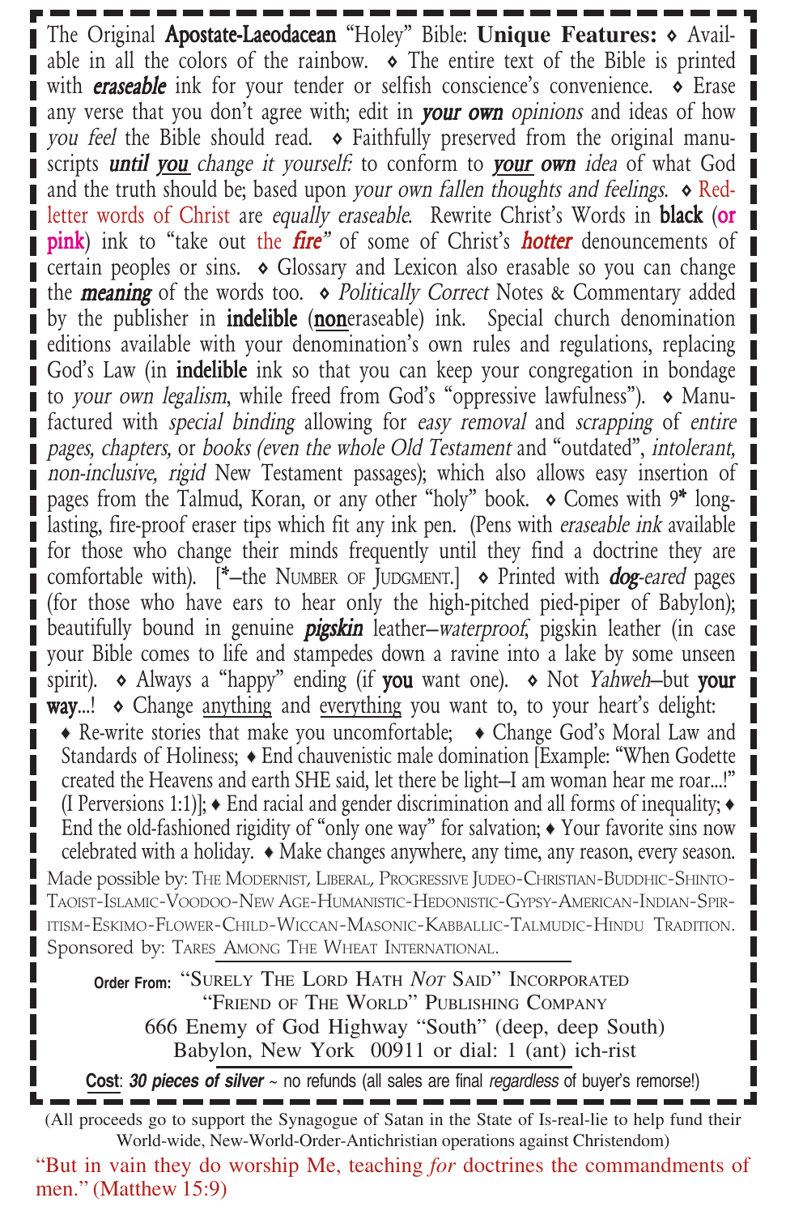The Original **Apostate-Laeodacean** "Holey" Bible: **Unique Features:** ⋄ Available in all the colors of the rainbow. ⋄ The entire text of the Bible is printed with ***eraseable*** ink for your tender or selfish conscience's convenience. ⋄ Erase any verse that you don't agree with; edit in ***your own*** *opinions* and ideas of how *you feel* the Bible should read. ⋄ Faithfully preserved from the original manuscripts ***until you*** *change it yourself:* to conform to ***your own*** *idea* of what God and the truth should be; based upon *your own fallen thoughts and feelings.* ⋄ Red-letter words of Christ are *equally eraseable.* Rewrite Christ's Words in **black** (**or pink**) ink to "take out the ***fire***" of some of Christ's ***hotter*** denouncements of certain peoples or sins. ⋄ Glossary and Lexicon also erasable so you can change the ***meaning*** of the words too. ⋄ *Politically Correct* Notes & Commentary added by the publisher in **indelible** (**non**eraseable) ink. Special church denomination editions available with your denomination's own rules and regulations, replacing God's Law (in **indelible** ink so that you can keep your congregation in bondage to *your own legalism*, while freed from God's "oppressive lawfulness"). ⋄ Manufactured with *special binding* allowing for *easy removal* and *scrapping* of *entire pages, chapters,* or *books (even the whole Old Testament* and "outdated", *intolerant, non-inclusive, rigid* New Testament passages); which also allows easy insertion of pages from the Talmud, Koran, or any other "holy" book. ⋄ Comes with 9* long-lasting, fire-proof eraser tips which fit any ink pen. (Pens with *eraseable ink* available for those who change their minds frequently until they find a doctrine they are comfortable with). [*–the Number of Judgment.] ⋄ Printed with ***dog****-eared* pages (for those who have ears to hear only the high-pitched pied-piper of Babylon); beautifully bound in genuine ***pigskin*** leather–*waterproof,* pigskin leather (in case your Bible comes to life and stampedes down a ravine into a lake by some unseen spirit). ⋄ Always a "happy" ending (if **you** want one). ⋄ Not *Yahweh*–but **your way**...! ⋄ Change anything and everything you want to, to your heart's delight:

♦ Re-write stories that make you uncomfortable; ♦ Change God's Moral Law and Standards of Holiness; ♦ End chauvenistic male domination [Example: "When Godette created the Heavens and earth SHE said, let there be light–I am woman hear me roar...!" (I Perversions 1:1)]; ♦ End racial and gender discrimination and all forms of inequality; ♦ End the old-fashioned rigidity of "only one way" for salvation; ♦ Your favorite sins now celebrated with a holiday. ♦ Make changes anywhere, any time, any reason, every season.

Made possible by: The Modernist, Liberal, Progressive Judeo-Christian-Buddhic-Shinto-Taoist-Islamic-Voodoo-New Age-Humanistic-Hedonistic-Gypsy-American-Indian-Spiritism-Eskimo-Flower-Child-Wiccan-Masonic-Kabballic-Talmudic-Hindu Tradition. Sponsored by: Tares Among The Wheat International.

**Order From:** "Surely The Lord Hath *Not* Said" Incorporated
"Friend of The World" Publishing Company
666 Enemy of God Highway "South" (deep, deep South)
Babylon, New York 00911 or dial: 1 (ant) ich-rist

**Cost**: ***30 pieces of silver*** ~ no refunds (all sales are final *regardless* of buyer's remorse!)

(All proceeds go to support the Synagogue of Satan in the State of Is-real-lie to help fund their World-wide, New-World-Order-Antichristian operations against Christendom)

"But in vain they do worship Me, teaching *for* doctrines the commandments of men." (Matthew 15:9)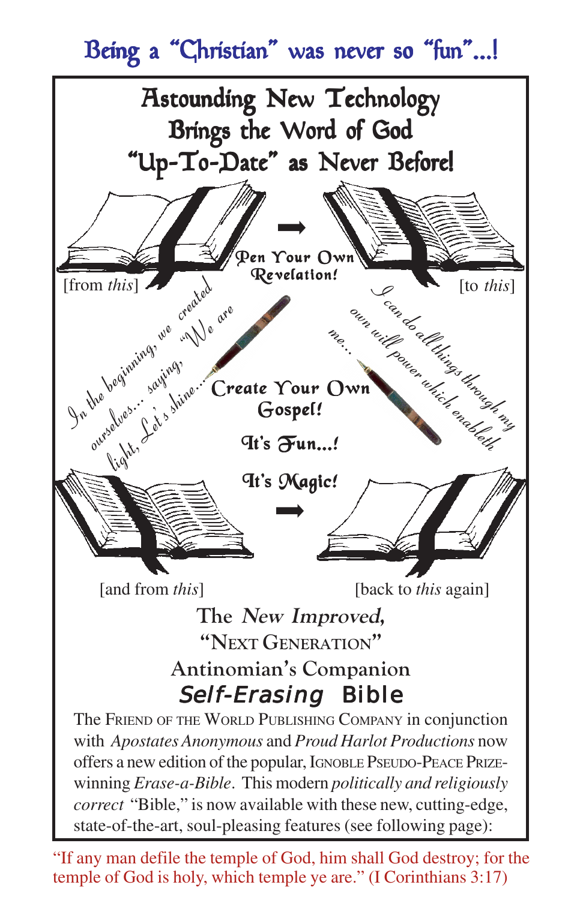# Being a "Christian" was never so "fun"...!

## Astounding New Technology Brings the Word of God "Up-To-Date" as Never Before!

[from *this*]

**Pen Your Own Revelation!**

[to *this*]

*In the beginning, we created ourselves... saying, "We are light, Let's shine..."*

**Create Your Own Gospel!**

*I can do all things through my own will power which enableth me...*

**It's Fun...!**

**It's Magic!**

[and from *this*]

[back to *this* again]

## The *New Improved,* "Next Generation" Antinomian's Companion *Self-Erasing* Bible

The Friend of the World Publishing Company in conjunction with *Apostates Anonymous* and *Proud Harlot Productions* now offers a new edition of the popular, Ignoble Pseudo-Peace Prize-winning *Erase-a-Bible*. This modern *politically and religiously correct* "Bible," is now available with these new, cutting-edge, state-of-the-art, soul-pleasing features (see following page):

"If any man defile the temple of God, him shall God destroy; for the temple of God is holy, which temple ye are." (I Corinthians 3:17)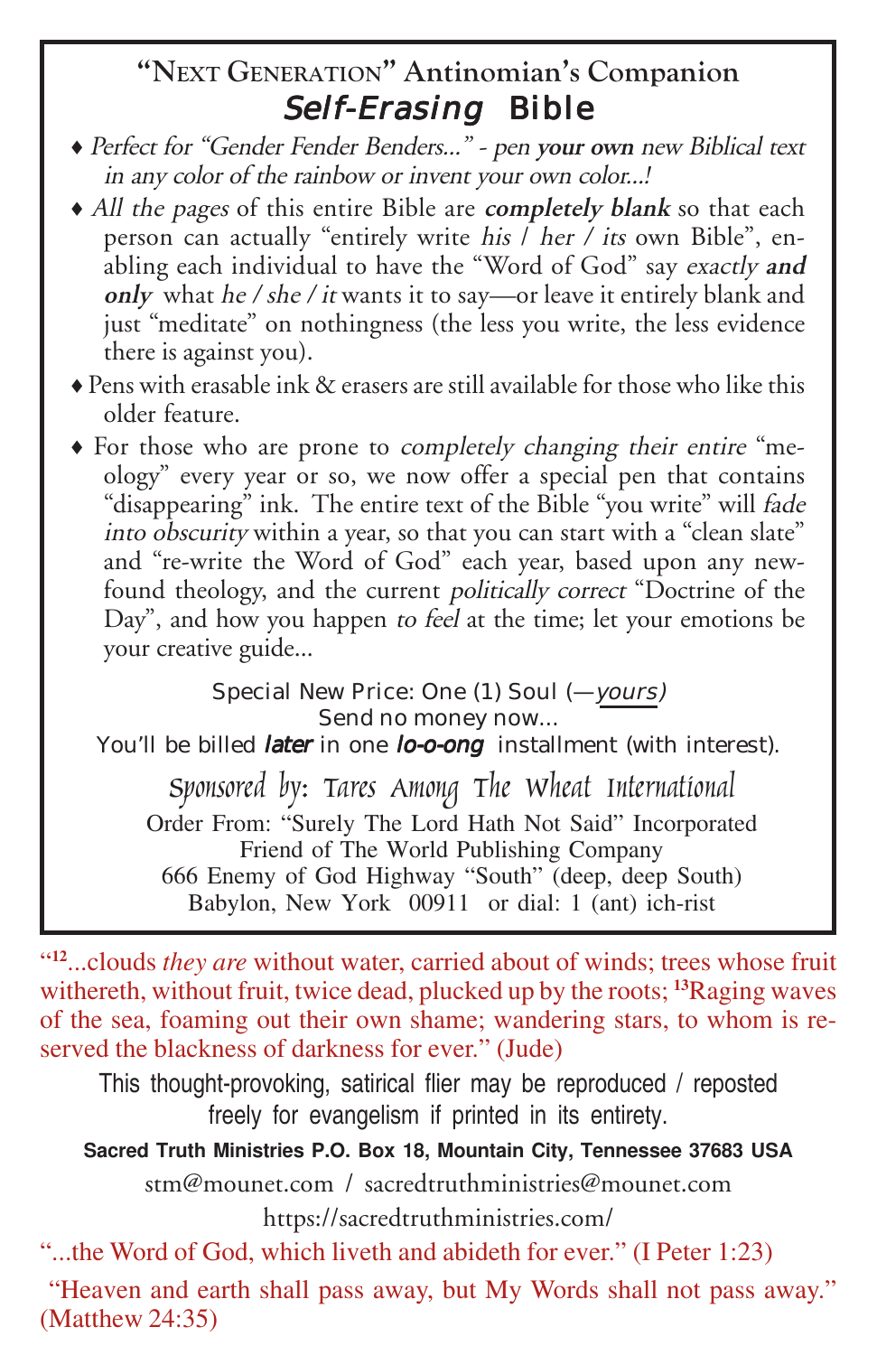## "Next Generation" Antinomian's Companion

## *Self-Erasing* Bible

- *Perfect for "Gender Fender Benders..." - pen* **your own** *new Biblical text in any color of the rainbow or invent your own color...!*
- *All the pages* of this entire Bible are ***completely blank*** so that each person can actually "entirely write *his / her / its* own Bible", enabling each individual to have the "Word of God" say *exactly* ***and only*** what *he / she / it* wants it to say—or leave it entirely blank and just "meditate" on nothingness (the less you write, the less evidence there is against you).
- Pens with erasable ink & erasers are still available for those who like this older feature.
- For those who are prone to *completely changing their entire* "meology" every year or so, we now offer a special pen that contains "disappearing" ink. The entire text of the Bible "you write" will *fade into obscurity* within a year, so that you can start with a "clean slate" and "re-write the Word of God" each year, based upon any newfound theology, and the current *politically correct* "Doctrine of the Day", and how you happen *to feel* at the time; let your emotions be your creative guide...

Special New Price: One (1) Soul (—*yours)*
Send no money now...
You'll be billed ***later*** in one ***lo-o-ong*** installment (with interest).

*Sponsored by: Tares Among The Wheat International*

Order From: "Surely The Lord Hath Not Said" Incorporated
Friend of The World Publishing Company
666 Enemy of God Highway "South" (deep, deep South)
Babylon, New York 00911 or dial: 1 (ant) ich-rist

"**12**...clouds *they are* without water, carried about of winds; trees whose fruit withereth, without fruit, twice dead, plucked up by the roots; **13**Raging waves of the sea, foaming out their own shame; wandering stars, to whom is reserved the blackness of darkness for ever." (Jude)

This thought-provoking, satirical flier may be reproduced / reposted freely for evangelism if printed in its entirety.

**Sacred Truth Ministries P.O. Box 18, Mountain City, Tennessee 37683 USA**

stm@mounet.com / sacredtruthministries@mounet.com

https://sacredtruthministries.com/

"...the Word of God, which liveth and abideth for ever." (I Peter 1:23)

"Heaven and earth shall pass away, but My Words shall not pass away." (Matthew 24:35)